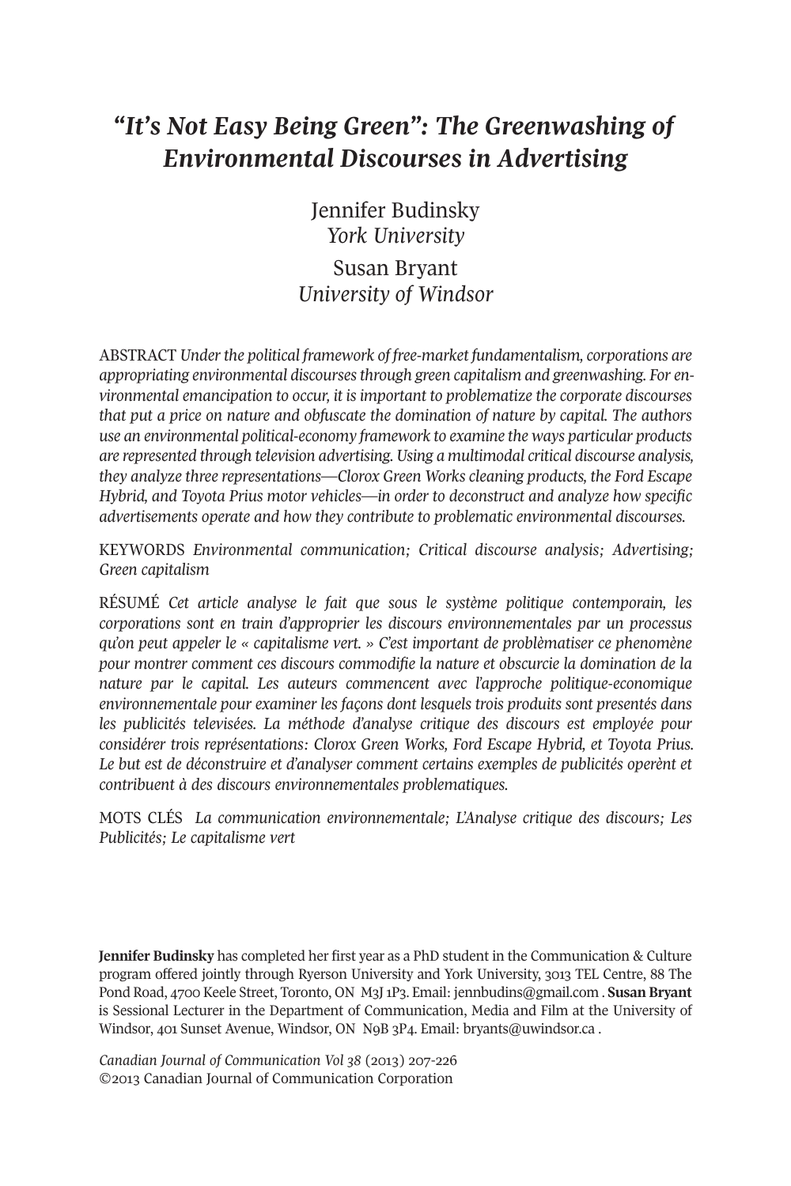# *"It's Not Easy Being Green": The Greenwashing of Environmental Discourses in Advertising*

Jennifer Budinsky
*York University*

Susan Bryant
*University of Windsor*

ABSTRACT *Under the political framework of free-market fundamentalism, corporations are appropriating environmental discourses through green capitalism and greenwashing. For environmental emancipation to occur, it is important to problematize the corporate discourses that put a price on nature and obfuscate the domination of nature by capital. The authors use an environmental political-economy framework to examine the ways particular products are represented through television advertising. Using a multimodal critical discourse analysis, they analyze three representations—Clorox Green Works cleaning products, the Ford Escape Hybrid, and Toyota Prius motor vehicles—in order to deconstruct and analyze how specific advertisements operate and how they contribute to problematic environmental discourses.*

KEYWORDS *Environmental communication; Critical discourse analysis; Advertising; Green capitalism*

RÉSUMÉ *Cet article analyse le fait que sous le système politique contemporain, les corporations sont en train d'approprier les discours environnementales par un processus qu'on peut appeler le « capitalisme vert. » C'est important de problèmatiser ce phenomène pour montrer comment ces discours commodifie la nature et obscurcie la domination de la nature par le capital. Les auteurs commencent avec l'approche politique-economique environnementale pour examiner les façons dont lesquels trois produits sont presentés dans les publicités televisées. La méthode d'analyse critique des discours est employée pour considérer trois représentations: Clorox Green Works, Ford Escape Hybrid, et Toyota Prius. Le but est de déconstruire et d'analyser comment certains exemples de publicités operènt et contribuent à des discours environnementales problematiques.*

MOTS CLÉS *La communication environnementale; L'Analyse critique des discours; Les Publicités; Le capitalisme vert*

**Jennifer Budinsky** has completed her first year as a PhD student in the Communication & Culture program offered jointly through Ryerson University and York University, 3013 TEL Centre, 88 The Pond Road, 4700 Keele Street, Toronto, ON M3J 1P3. Email: jennbudins@gmail.com . **Susan Bryant** is Sessional Lecturer in the Department of Communication, Media and Film at the University of Windsor, 401 Sunset Avenue, Windsor, ON N9B 3P4. Email: bryants@uwindsor.ca .

*Canadian Journal of Communication Vol 38* (2013) 207-226
©2013 Canadian Journal of Communication Corporation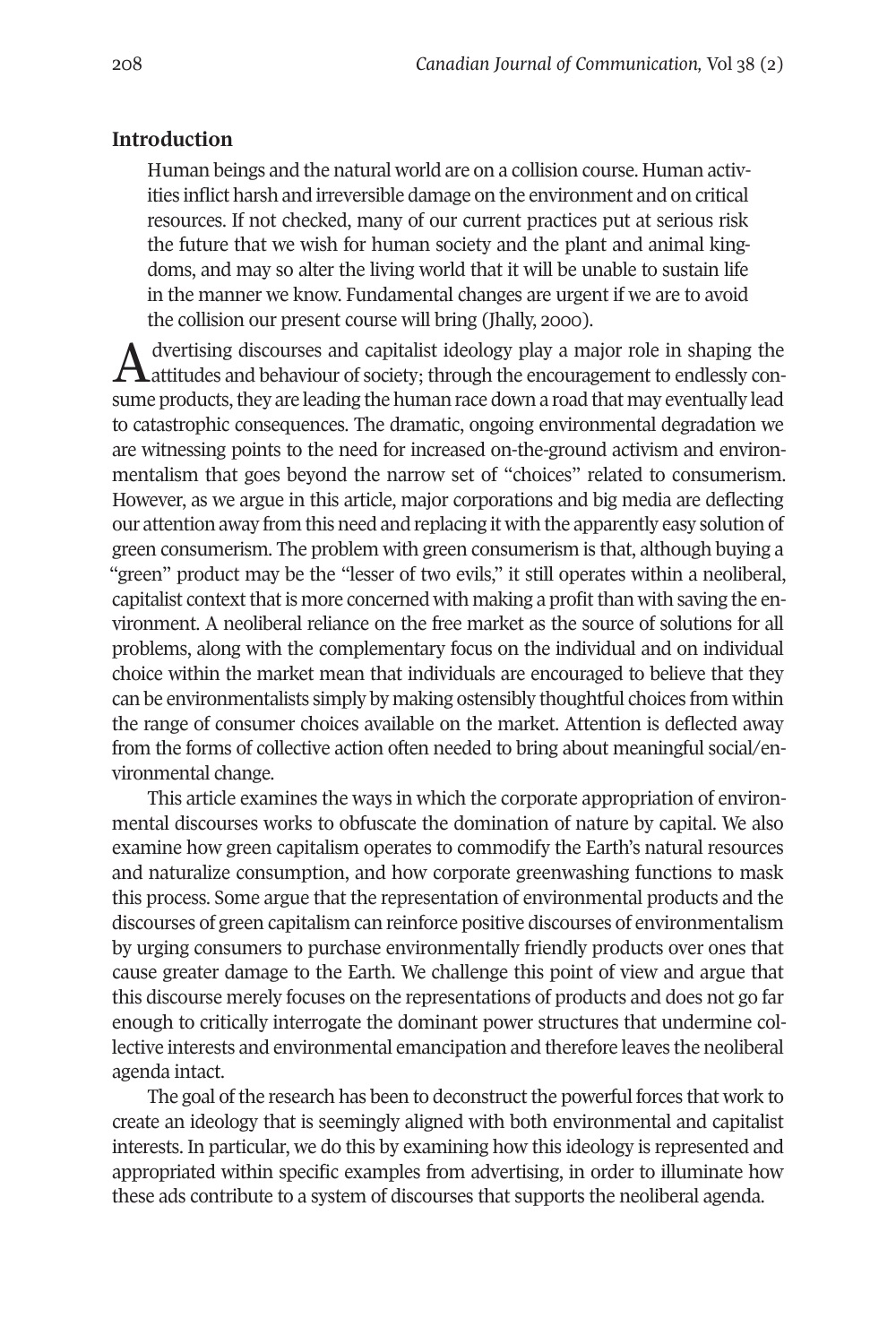## Introduction

> Human beings and the natural world are on a collision course. Human activities inflict harsh and irreversible damage on the environment and on critical resources. If not checked, many of our current practices put at serious risk the future that we wish for human society and the plant and animal kingdoms, and may so alter the living world that it will be unable to sustain life in the manner we know. Fundamental changes are urgent if we are to avoid the collision our present course will bring (Jhally, 2000).

Advertising discourses and capitalist ideology play a major role in shaping the attitudes and behaviour of society; through the encouragement to endlessly consume products, they are leading the human race down a road that may eventually lead to catastrophic consequences. The dramatic, ongoing environmental degradation we are witnessing points to the need for increased on-the-ground activism and environmentalism that goes beyond the narrow set of "choices" related to consumerism. However, as we argue in this article, major corporations and big media are deflecting our attention away from this need and replacing it with the apparently easy solution of green consumerism. The problem with green consumerism is that, although buying a "green" product may be the "lesser of two evils," it still operates within a neoliberal, capitalist context that is more concerned with making a profit than with saving the environment. A neoliberal reliance on the free market as the source of solutions for all problems, along with the complementary focus on the individual and on individual choice within the market mean that individuals are encouraged to believe that they can be environmentalists simply by making ostensibly thoughtful choices from within the range of consumer choices available on the market. Attention is deflected away from the forms of collective action often needed to bring about meaningful social/environmental change.

This article examines the ways in which the corporate appropriation of environmental discourses works to obfuscate the domination of nature by capital. We also examine how green capitalism operates to commodify the Earth's natural resources and naturalize consumption, and how corporate greenwashing functions to mask this process. Some argue that the representation of environmental products and the discourses of green capitalism can reinforce positive discourses of environmentalism by urging consumers to purchase environmentally friendly products over ones that cause greater damage to the Earth. We challenge this point of view and argue that this discourse merely focuses on the representations of products and does not go far enough to critically interrogate the dominant power structures that undermine collective interests and environmental emancipation and therefore leaves the neoliberal agenda intact.

The goal of the research has been to deconstruct the powerful forces that work to create an ideology that is seemingly aligned with both environmental and capitalist interests. In particular, we do this by examining how this ideology is represented and appropriated within specific examples from advertising, in order to illuminate how these ads contribute to a system of discourses that supports the neoliberal agenda.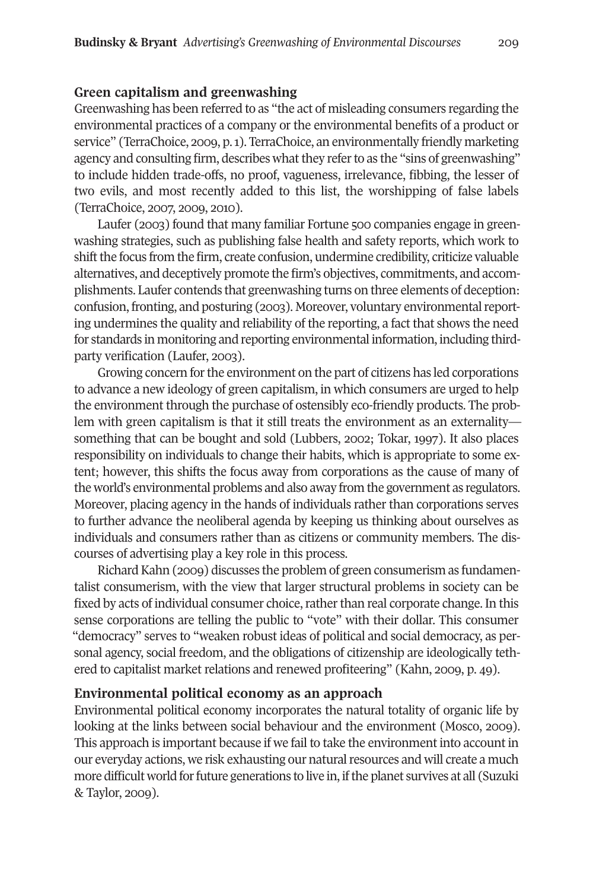## Green capitalism and greenwashing

Greenwashing has been referred to as "the act of misleading consumers regarding the environmental practices of a company or the environmental benefits of a product or service" (TerraChoice, 2009, p. 1). TerraChoice, an environmentally friendly marketing agency and consulting firm, describes what they refer to as the "sins of greenwashing" to include hidden trade-offs, no proof, vagueness, irrelevance, fibbing, the lesser of two evils, and most recently added to this list, the worshipping of false labels (TerraChoice, 2007, 2009, 2010).

Laufer (2003) found that many familiar Fortune 500 companies engage in greenwashing strategies, such as publishing false health and safety reports, which work to shift the focus from the firm, create confusion, undermine credibility, criticize valuable alternatives, and deceptively promote the firm's objectives, commitments, and accomplishments. Laufer contends that greenwashing turns on three elements of deception: confusion, fronting, and posturing (2003). Moreover, voluntary environmental reporting undermines the quality and reliability of the reporting, a fact that shows the need for standards in monitoring and reporting environmental information, including third-party verification (Laufer, 2003).

Growing concern for the environment on the part of citizens has led corporations to advance a new ideology of green capitalism, in which consumers are urged to help the environment through the purchase of ostensibly eco-friendly products. The problem with green capitalism is that it still treats the environment as an externality—something that can be bought and sold (Lubbers, 2002; Tokar, 1997). It also places responsibility on individuals to change their habits, which is appropriate to some extent; however, this shifts the focus away from corporations as the cause of many of the world's environmental problems and also away from the government as regulators. Moreover, placing agency in the hands of individuals rather than corporations serves to further advance the neoliberal agenda by keeping us thinking about ourselves as individuals and consumers rather than as citizens or community members. The discourses of advertising play a key role in this process.

Richard Kahn (2009) discusses the problem of green consumerism as fundamentalist consumerism, with the view that larger structural problems in society can be fixed by acts of individual consumer choice, rather than real corporate change. In this sense corporations are telling the public to "vote" with their dollar. This consumer "democracy" serves to "weaken robust ideas of political and social democracy, as personal agency, social freedom, and the obligations of citizenship are ideologically tethered to capitalist market relations and renewed profiteering" (Kahn, 2009, p. 49).

## Environmental political economy as an approach

Environmental political economy incorporates the natural totality of organic life by looking at the links between social behaviour and the environment (Mosco, 2009). This approach is important because if we fail to take the environment into account in our everyday actions, we risk exhausting our natural resources and will create a much more difficult world for future generations to live in, if the planet survives at all (Suzuki & Taylor, 2009).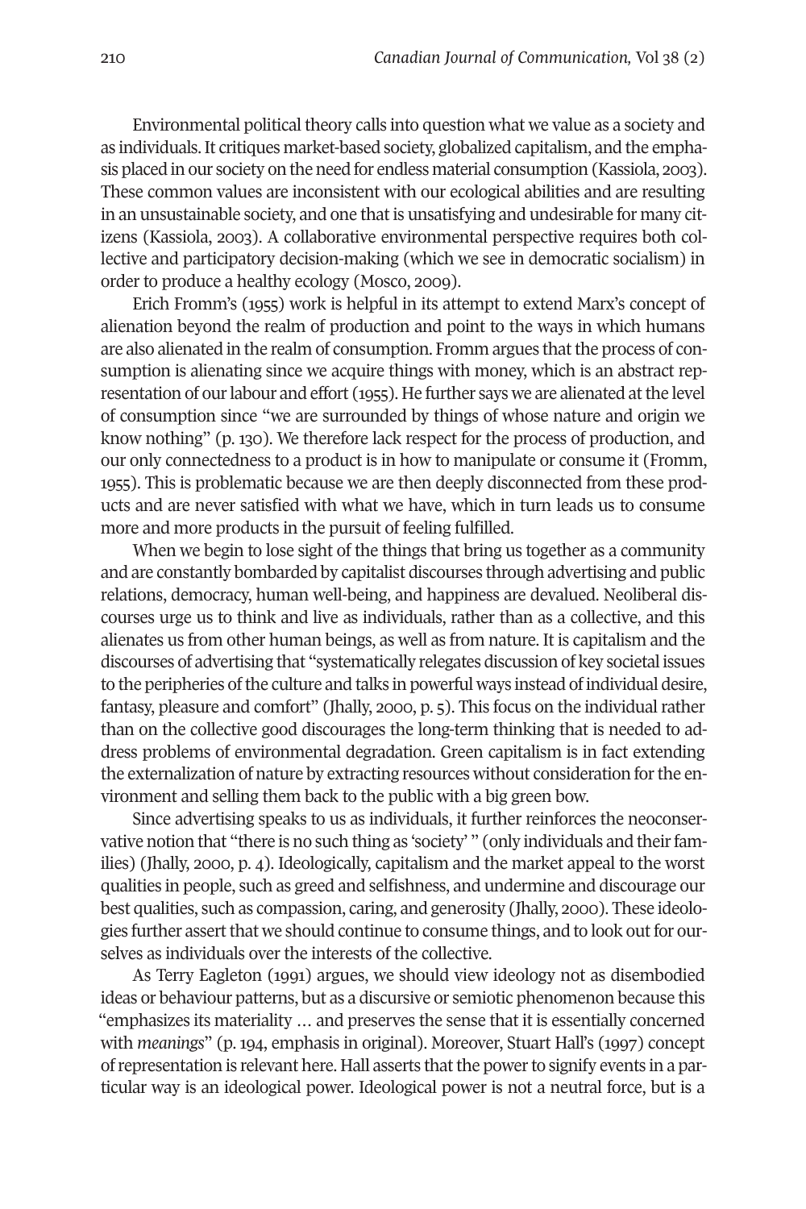Environmental political theory calls into question what we value as a society and as individuals. It critiques market-based society, globalized capitalism, and the emphasis placed in our society on the need for endless material consumption (Kassiola, 2003). These common values are inconsistent with our ecological abilities and are resulting in an unsustainable society, and one that is unsatisfying and undesirable for many citizens (Kassiola, 2003). A collaborative environmental perspective requires both collective and participatory decision-making (which we see in democratic socialism) in order to produce a healthy ecology (Mosco, 2009).

Erich Fromm's (1955) work is helpful in its attempt to extend Marx's concept of alienation beyond the realm of production and point to the ways in which humans are also alienated in the realm of consumption. Fromm argues that the process of consumption is alienating since we acquire things with money, which is an abstract representation of our labour and effort (1955). He further says we are alienated at the level of consumption since "we are surrounded by things of whose nature and origin we know nothing" (p. 130). We therefore lack respect for the process of production, and our only connectedness to a product is in how to manipulate or consume it (Fromm, 1955). This is problematic because we are then deeply disconnected from these products and are never satisfied with what we have, which in turn leads us to consume more and more products in the pursuit of feeling fulfilled.

When we begin to lose sight of the things that bring us together as a community and are constantly bombarded by capitalist discourses through advertising and public relations, democracy, human well-being, and happiness are devalued. Neoliberal discourses urge us to think and live as individuals, rather than as a collective, and this alienates us from other human beings, as well as from nature. It is capitalism and the discourses of advertising that "systematically relegates discussion of key societal issues to the peripheries of the culture and talks in powerful ways instead of individual desire, fantasy, pleasure and comfort" (Jhally, 2000, p. 5). This focus on the individual rather than on the collective good discourages the long-term thinking that is needed to address problems of environmental degradation. Green capitalism is in fact extending the externalization of nature by extracting resources without consideration for the environment and selling them back to the public with a big green bow.

Since advertising speaks to us as individuals, it further reinforces the neoconservative notion that "there is no such thing as 'society' " (only individuals and their families) (Jhally, 2000, p. 4). Ideologically, capitalism and the market appeal to the worst qualities in people, such as greed and selfishness, and undermine and discourage our best qualities, such as compassion, caring, and generosity (Jhally, 2000). These ideologies further assert that we should continue to consume things, and to look out for ourselves as individuals over the interests of the collective.

As Terry Eagleton (1991) argues, we should view ideology not as disembodied ideas or behaviour patterns, but as a discursive or semiotic phenomenon because this "emphasizes its materiality … and preserves the sense that it is essentially concerned with *meanings*" (p. 194, emphasis in original). Moreover, Stuart Hall's (1997) concept of representation is relevant here. Hall asserts that the power to signify events in a particular way is an ideological power. Ideological power is not a neutral force, but is a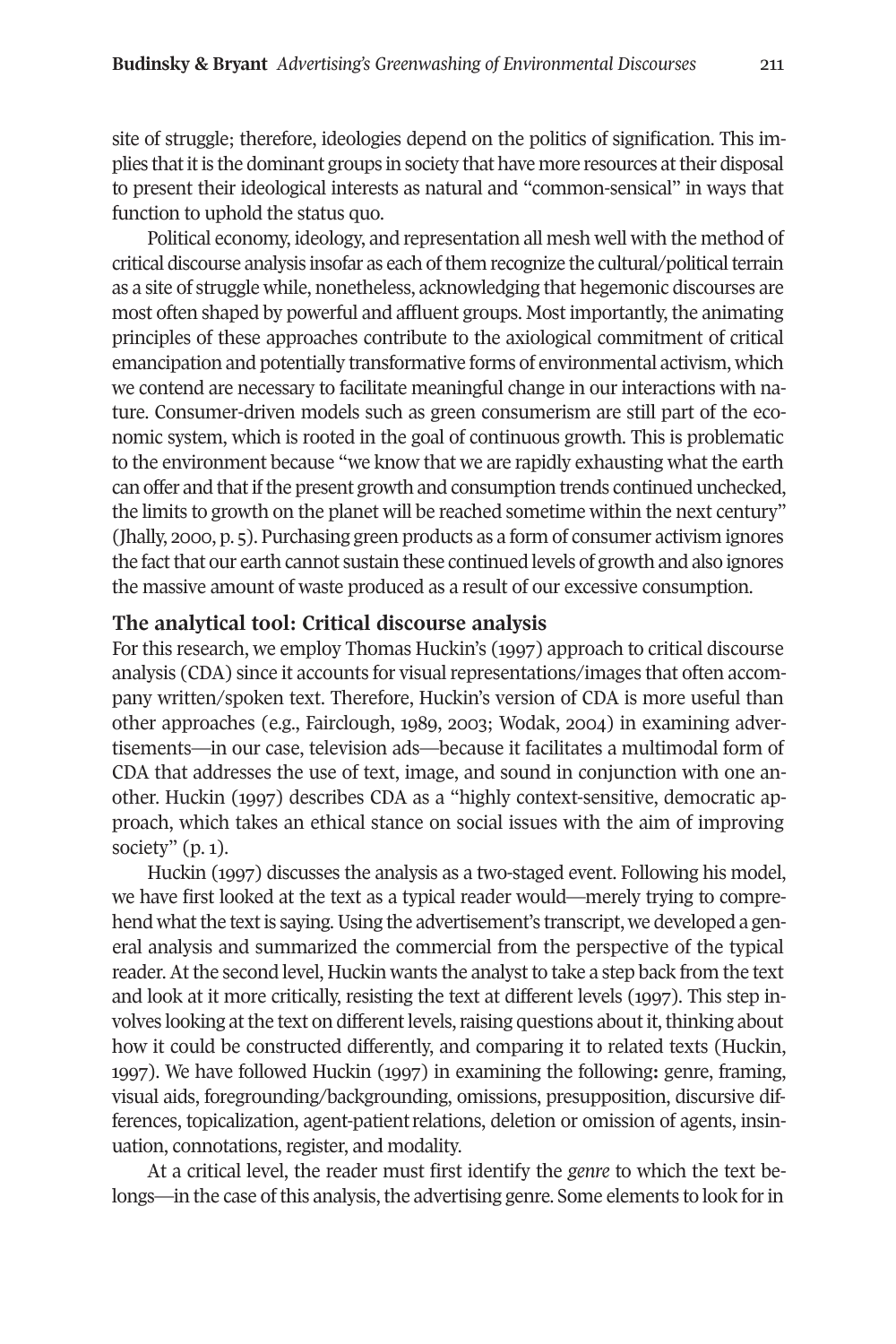site of struggle; therefore, ideologies depend on the politics of signification. This implies that it is the dominant groups in society that have more resources at their disposal to present their ideological interests as natural and "common-sensical" in ways that function to uphold the status quo.

Political economy, ideology, and representation all mesh well with the method of critical discourse analysis insofar as each of them recognize the cultural/political terrain as a site of struggle while, nonetheless, acknowledging that hegemonic discourses are most often shaped by powerful and affluent groups. Most importantly, the animating principles of these approaches contribute to the axiological commitment of critical emancipation and potentially transformative forms of environmental activism, which we contend are necessary to facilitate meaningful change in our interactions with nature. Consumer-driven models such as green consumerism are still part of the economic system, which is rooted in the goal of continuous growth. This is problematic to the environment because "we know that we are rapidly exhausting what the earth can offer and that if the present growth and consumption trends continued unchecked, the limits to growth on the planet will be reached sometime within the next century" (Jhally, 2000, p. 5). Purchasing green products as a form of consumer activism ignores the fact that our earth cannot sustain these continued levels of growth and also ignores the massive amount of waste produced as a result of our excessive consumption.

## The analytical tool: Critical discourse analysis

For this research, we employ Thomas Huckin's (1997) approach to critical discourse analysis (CDA) since it accounts for visual representations/images that often accompany written/spoken text. Therefore, Huckin's version of CDA is more useful than other approaches (e.g., Fairclough, 1989, 2003; Wodak, 2004) in examining advertisements—in our case, television ads—because it facilitates a multimodal form of CDA that addresses the use of text, image, and sound in conjunction with one another. Huckin (1997) describes CDA as a "highly context-sensitive, democratic approach, which takes an ethical stance on social issues with the aim of improving society" (p. 1).

Huckin (1997) discusses the analysis as a two-staged event. Following his model, we have first looked at the text as a typical reader would—merely trying to comprehend what the text is saying. Using the advertisement's transcript, we developed a general analysis and summarized the commercial from the perspective of the typical reader. At the second level, Huckin wants the analyst to take a step back from the text and look at it more critically, resisting the text at different levels (1997). This step involves looking at the text on different levels, raising questions about it, thinking about how it could be constructed differently, and comparing it to related texts (Huckin, 1997). We have followed Huckin (1997) in examining the following: genre, framing, visual aids, foregrounding/backgrounding, omissions, presupposition, discursive differences, topicalization, agent-patient relations, deletion or omission of agents, insinuation, connotations, register, and modality.

At a critical level, the reader must first identify the *genre* to which the text belongs—in the case of this analysis, the advertising genre. Some elements to look for in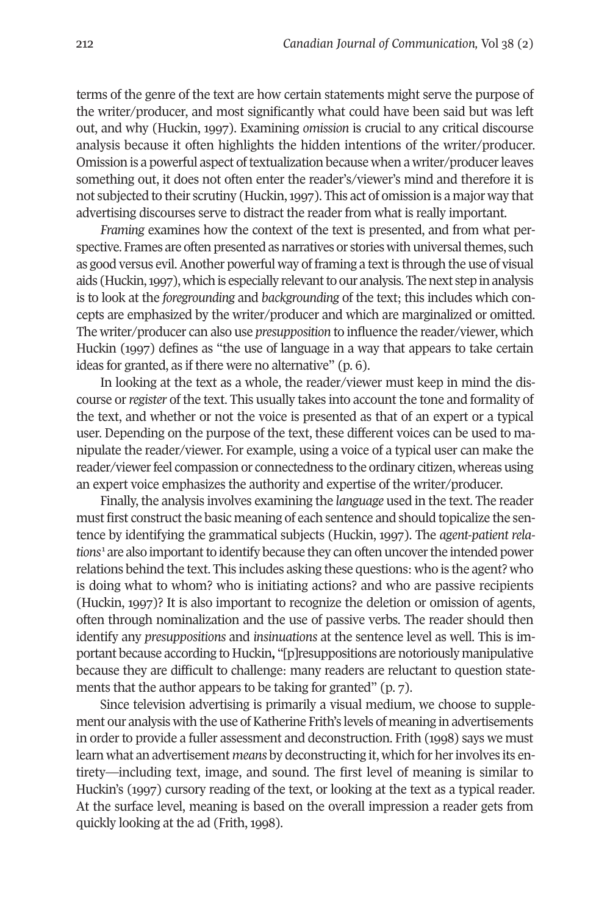terms of the genre of the text are how certain statements might serve the purpose of the writer/producer, and most significantly what could have been said but was left out, and why (Huckin, 1997). Examining *omission* is crucial to any critical discourse analysis because it often highlights the hidden intentions of the writer/producer. Omission is a powerful aspect of textualization because when a writer/producer leaves something out, it does not often enter the reader's/viewer's mind and therefore it is not subjected to their scrutiny (Huckin, 1997). This act of omission is a major way that advertising discourses serve to distract the reader from what is really important.

*Framing* examines how the context of the text is presented, and from what perspective. Frames are often presented as narratives or stories with universal themes, such as good versus evil. Another powerful way of framing a text is through the use of visual aids (Huckin, 1997), which is especially relevant to our analysis. The next step in analysis is to look at the *foregrounding* and *backgrounding* of the text; this includes which concepts are emphasized by the writer/producer and which are marginalized or omitted. The writer/producer can also use *presupposition* to influence the reader/viewer, which Huckin (1997) defines as "the use of language in a way that appears to take certain ideas for granted, as if there were no alternative" (p. 6).

In looking at the text as a whole, the reader/viewer must keep in mind the discourse or *register* of the text. This usually takes into account the tone and formality of the text, and whether or not the voice is presented as that of an expert or a typical user. Depending on the purpose of the text, these different voices can be used to manipulate the reader/viewer. For example, using a voice of a typical user can make the reader/viewer feel compassion or connectedness to the ordinary citizen, whereas using an expert voice emphasizes the authority and expertise of the writer/producer.

Finally, the analysis involves examining the *language* used in the text. The reader must first construct the basic meaning of each sentence and should topicalize the sentence by identifying the grammatical subjects (Huckin, 1997). The *agent-patient relations*[1] are also important to identify because they can often uncover the intended power relations behind the text. This includes asking these questions: who is the agent? who is doing what to whom? who is initiating actions? and who are passive recipients (Huckin, 1997)? It is also important to recognize the deletion or omission of agents, often through nominalization and the use of passive verbs. The reader should then identify any *presuppositions* and *insinuations* at the sentence level as well. This is important because according to Huckin, "[p]resuppositions are notoriously manipulative because they are difficult to challenge: many readers are reluctant to question statements that the author appears to be taking for granted" (p. 7).

Since television advertising is primarily a visual medium, we choose to supplement our analysis with the use of Katherine Frith's levels of meaning in advertisements in order to provide a fuller assessment and deconstruction. Frith (1998) says we must learn what an advertisement *means* by deconstructing it, which for her involves its entirety—including text, image, and sound. The first level of meaning is similar to Huckin's (1997) cursory reading of the text, or looking at the text as a typical reader. At the surface level, meaning is based on the overall impression a reader gets from quickly looking at the ad (Frith, 1998).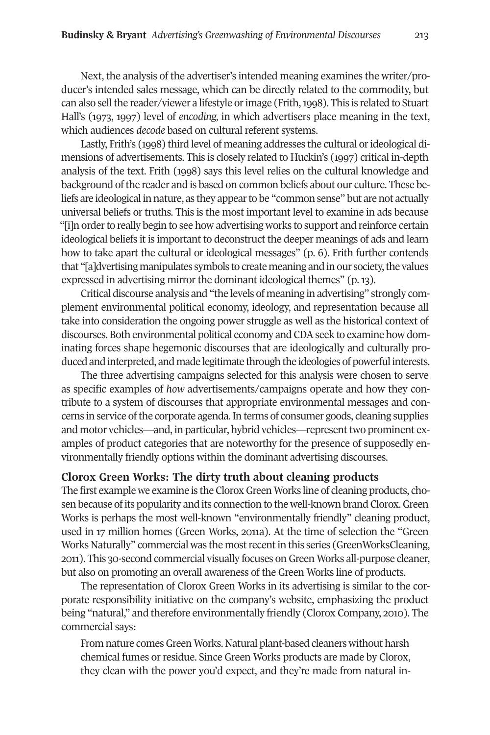Next, the analysis of the advertiser's intended meaning examines the writer/producer's intended sales message, which can be directly related to the commodity, but can also sell the reader/viewer a lifestyle or image (Frith, 1998). This is related to Stuart Hall's (1973, 1997) level of *encoding,* in which advertisers place meaning in the text, which audiences *decode* based on cultural referent systems.

Lastly, Frith's (1998) third level of meaning addresses the cultural or ideological dimensions of advertisements. This is closely related to Huckin's (1997) critical in-depth analysis of the text. Frith (1998) says this level relies on the cultural knowledge and background of the reader and is based on common beliefs about our culture. These beliefs are ideological in nature, as they appear to be "common sense" but are not actually universal beliefs or truths. This is the most important level to examine in ads because "[i]n order to really begin to see how advertising works to support and reinforce certain ideological beliefs it is important to deconstruct the deeper meanings of ads and learn how to take apart the cultural or ideological messages" (p. 6). Frith further contends that "[a]dvertising manipulates symbols to create meaning and in our society, the values expressed in advertising mirror the dominant ideological themes" (p. 13).

Critical discourse analysis and "the levels of meaning in advertising" strongly complement environmental political economy, ideology, and representation because all take into consideration the ongoing power struggle as well as the historical context of discourses. Both environmental political economy and CDA seek to examine how dominating forces shape hegemonic discourses that are ideologically and culturally produced and interpreted, and made legitimate through the ideologies of powerful interests.

The three advertising campaigns selected for this analysis were chosen to serve as specific examples of *how* advertisements/campaigns operate and how they contribute to a system of discourses that appropriate environmental messages and concerns in service of the corporate agenda. In terms of consumer goods, cleaning supplies and motor vehicles—and, in particular, hybrid vehicles—represent two prominent examples of product categories that are noteworthy for the presence of supposedly environmentally friendly options within the dominant advertising discourses.

## Clorox Green Works: The dirty truth about cleaning products

The first example we examine is the Clorox Green Works line of cleaning products, chosen because of its popularity and its connection to the well-known brand Clorox. Green Works is perhaps the most well-known "environmentally friendly" cleaning product, used in 17 million homes (Green Works, 2011a). At the time of selection the "Green Works Naturally" commercial was the most recent in this series (GreenWorksCleaning, 2011). This 30-second commercial visually focuses on Green Works all-purpose cleaner, but also on promoting an overall awareness of the Green Works line of products.

The representation of Clorox Green Works in its advertising is similar to the corporate responsibility initiative on the company's website, emphasizing the product being "natural," and therefore environmentally friendly (Clorox Company, 2010). The commercial says:

> From nature comes Green Works. Natural plant-based cleaners without harsh chemical fumes or residue. Since Green Works products are made by Clorox, they clean with the power you'd expect, and they're made from natural in-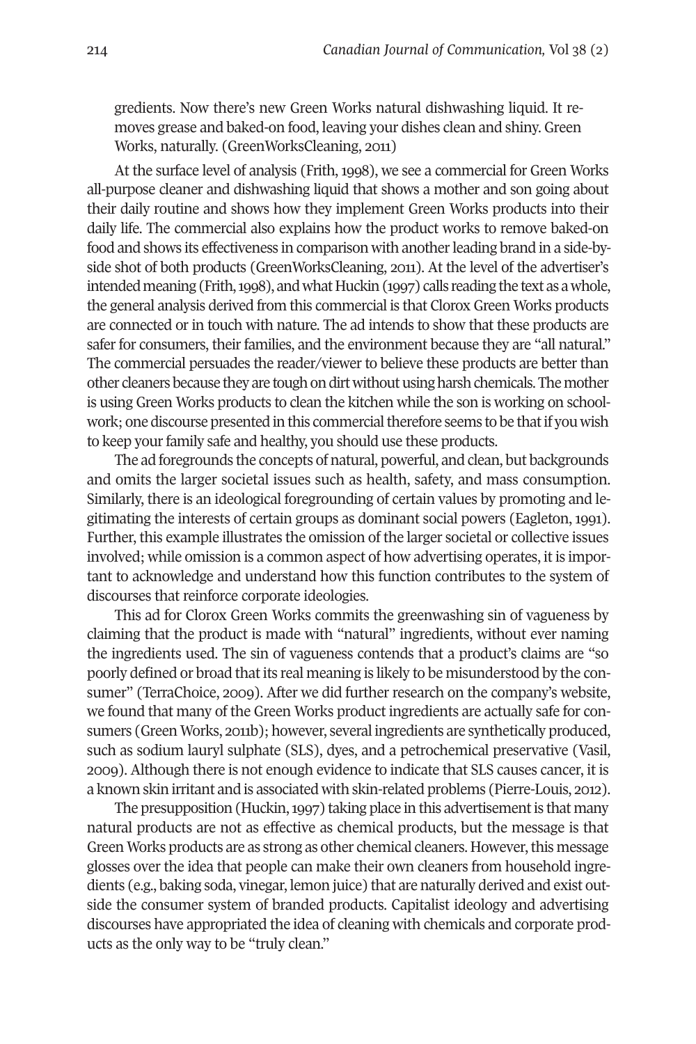gredients. Now there's new Green Works natural dishwashing liquid. It removes grease and baked-on food, leaving your dishes clean and shiny. Green Works, naturally. (GreenWorksCleaning, 2011)

At the surface level of analysis (Frith, 1998), we see a commercial for Green Works all-purpose cleaner and dishwashing liquid that shows a mother and son going about their daily routine and shows how they implement Green Works products into their daily life. The commercial also explains how the product works to remove baked-on food and shows its effectiveness in comparison with another leading brand in a side-by-side shot of both products (GreenWorksCleaning, 2011). At the level of the advertiser's intended meaning (Frith, 1998), and what Huckin (1997) calls reading the text as a whole, the general analysis derived from this commercial is that Clorox Green Works products are connected or in touch with nature. The ad intends to show that these products are safer for consumers, their families, and the environment because they are "all natural." The commercial persuades the reader/viewer to believe these products are better than other cleaners because they are tough on dirt without using harsh chemicals. The mother is using Green Works products to clean the kitchen while the son is working on schoolwork; one discourse presented in this commercial therefore seems to be that if you wish to keep your family safe and healthy, you should use these products.

The ad foregrounds the concepts of natural, powerful, and clean, but backgrounds and omits the larger societal issues such as health, safety, and mass consumption. Similarly, there is an ideological foregrounding of certain values by promoting and legitimating the interests of certain groups as dominant social powers (Eagleton, 1991). Further, this example illustrates the omission of the larger societal or collective issues involved; while omission is a common aspect of how advertising operates, it is important to acknowledge and understand how this function contributes to the system of discourses that reinforce corporate ideologies.

This ad for Clorox Green Works commits the greenwashing sin of vagueness by claiming that the product is made with "natural" ingredients, without ever naming the ingredients used. The sin of vagueness contends that a product's claims are "so poorly defined or broad that its real meaning is likely to be misunderstood by the consumer" (TerraChoice, 2009). After we did further research on the company's website, we found that many of the Green Works product ingredients are actually safe for consumers (Green Works, 2011b); however, several ingredients are synthetically produced, such as sodium lauryl sulphate (SLS), dyes, and a petrochemical preservative (Vasil, 2009). Although there is not enough evidence to indicate that SLS causes cancer, it is a known skin irritant and is associated with skin-related problems (Pierre-Louis, 2012).

The presupposition (Huckin, 1997) taking place in this advertisement is that many natural products are not as effective as chemical products, but the message is that Green Works products are as strong as other chemical cleaners. However, this message glosses over the idea that people can make their own cleaners from household ingredients (e.g., baking soda, vinegar, lemon juice) that are naturally derived and exist outside the consumer system of branded products. Capitalist ideology and advertising discourses have appropriated the idea of cleaning with chemicals and corporate products as the only way to be "truly clean."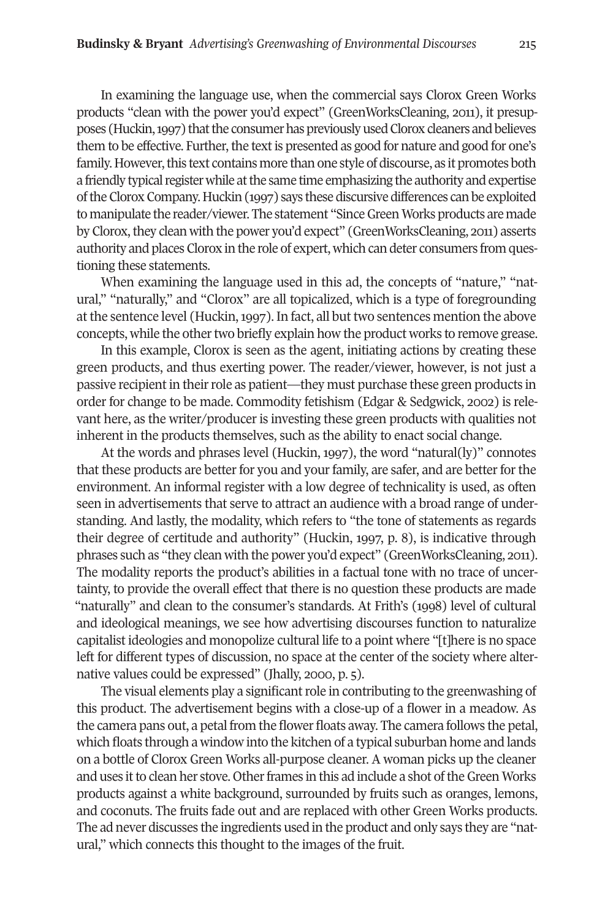In examining the language use, when the commercial says Clorox Green Works products "clean with the power you'd expect" (GreenWorksCleaning, 2011), it presupposes (Huckin, 1997) that the consumer has previously used Clorox cleaners and believes them to be effective. Further, the text is presented as good for nature and good for one's family. However, this text contains more than one style of discourse, as it promotes both a friendly typical register while at the same time emphasizing the authority and expertise of the Clorox Company. Huckin (1997) says these discursive differences can be exploited to manipulate the reader/viewer. The statement "Since Green Works products are made by Clorox, they clean with the power you'd expect" (GreenWorksCleaning, 2011) asserts authority and places Clorox in the role of expert, which can deter consumers from questioning these statements.

When examining the language used in this ad, the concepts of "nature," "natural," "naturally," and "Clorox" are all topicalized, which is a type of foregrounding at the sentence level (Huckin, 1997). In fact, all but two sentences mention the above concepts, while the other two briefly explain how the product works to remove grease.

In this example, Clorox is seen as the agent, initiating actions by creating these green products, and thus exerting power. The reader/viewer, however, is not just a passive recipient in their role as patient—they must purchase these green products in order for change to be made. Commodity fetishism (Edgar & Sedgwick, 2002) is relevant here, as the writer/producer is investing these green products with qualities not inherent in the products themselves, such as the ability to enact social change.

At the words and phrases level (Huckin, 1997), the word "natural(ly)" connotes that these products are better for you and your family, are safer, and are better for the environment. An informal register with a low degree of technicality is used, as often seen in advertisements that serve to attract an audience with a broad range of understanding. And lastly, the modality, which refers to "the tone of statements as regards their degree of certitude and authority" (Huckin, 1997, p. 8), is indicative through phrases such as "they clean with the power you'd expect" (GreenWorksCleaning, 2011). The modality reports the product's abilities in a factual tone with no trace of uncertainty, to provide the overall effect that there is no question these products are made "naturally" and clean to the consumer's standards. At Frith's (1998) level of cultural and ideological meanings, we see how advertising discourses function to naturalize capitalist ideologies and monopolize cultural life to a point where "[t]here is no space left for different types of discussion, no space at the center of the society where alternative values could be expressed" (Jhally, 2000, p. 5).

The visual elements play a significant role in contributing to the greenwashing of this product. The advertisement begins with a close-up of a flower in a meadow. As the camera pans out, a petal from the flower floats away. The camera follows the petal, which floats through a window into the kitchen of a typical suburban home and lands on a bottle of Clorox Green Works all-purpose cleaner. A woman picks up the cleaner and uses it to clean her stove. Other frames in this ad include a shot of the Green Works products against a white background, surrounded by fruits such as oranges, lemons, and coconuts. The fruits fade out and are replaced with other Green Works products. The ad never discusses the ingredients used in the product and only says they are "natural," which connects this thought to the images of the fruit.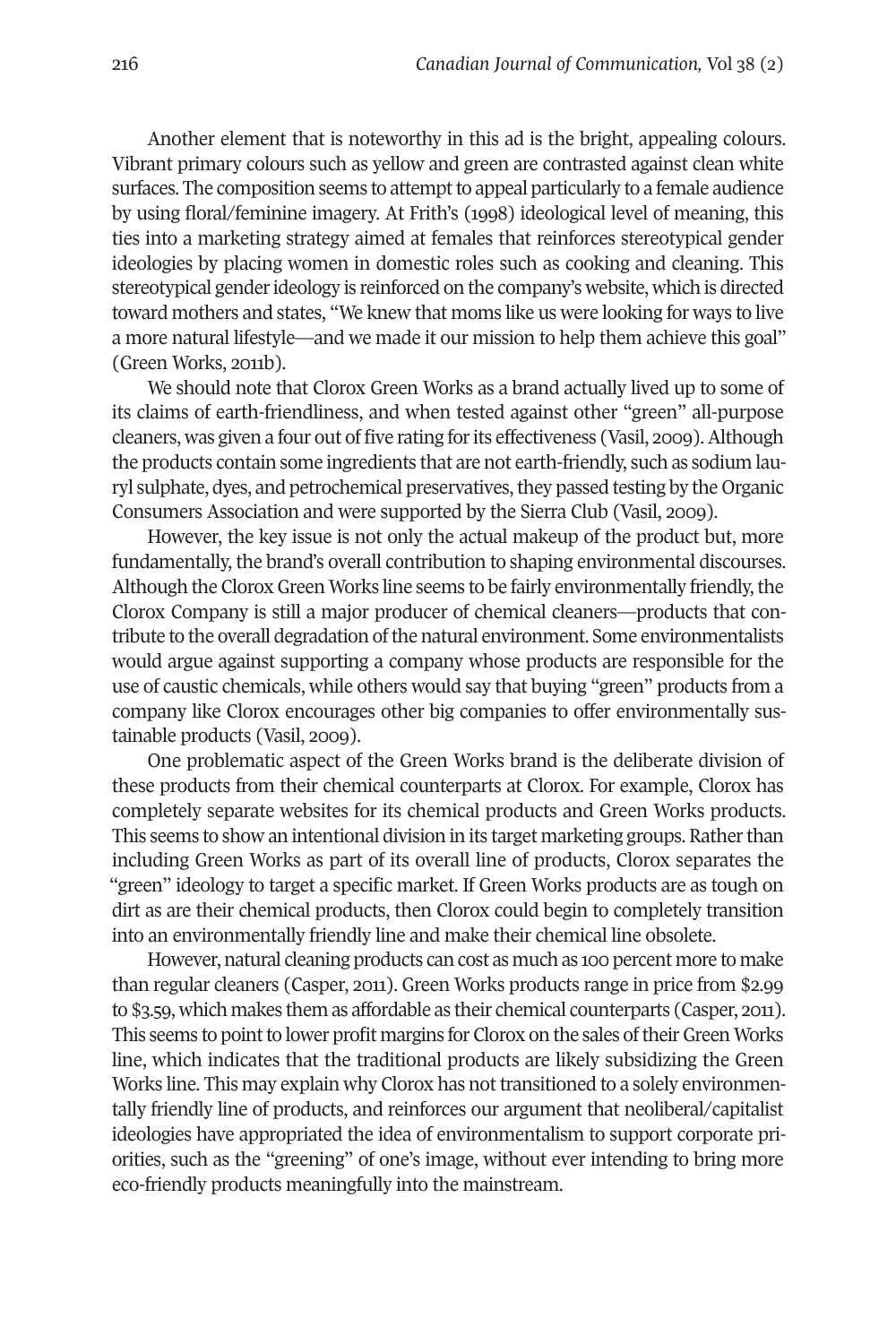Another element that is noteworthy in this ad is the bright, appealing colours. Vibrant primary colours such as yellow and green are contrasted against clean white surfaces. The composition seems to attempt to appeal particularly to a female audience by using floral/feminine imagery. At Frith's (1998) ideological level of meaning, this ties into a marketing strategy aimed at females that reinforces stereotypical gender ideologies by placing women in domestic roles such as cooking and cleaning. This stereotypical gender ideology is reinforced on the company's website, which is directed toward mothers and states, "We knew that moms like us were looking for ways to live a more natural lifestyle—and we made it our mission to help them achieve this goal" (Green Works, 2011b).

We should note that Clorox Green Works as a brand actually lived up to some of its claims of earth-friendliness, and when tested against other "green" all-purpose cleaners, was given a four out of five rating for its effectiveness (Vasil, 2009). Although the products contain some ingredients that are not earth-friendly, such as sodium lauryl sulphate, dyes, and petrochemical preservatives, they passed testing by the Organic Consumers Association and were supported by the Sierra Club (Vasil, 2009).

However, the key issue is not only the actual makeup of the product but, more fundamentally, the brand's overall contribution to shaping environmental discourses. Although the Clorox Green Works line seems to be fairly environmentally friendly, the Clorox Company is still a major producer of chemical cleaners—products that contribute to the overall degradation of the natural environment. Some environmentalists would argue against supporting a company whose products are responsible for the use of caustic chemicals, while others would say that buying "green" products from a company like Clorox encourages other big companies to offer environmentally sustainable products (Vasil, 2009).

One problematic aspect of the Green Works brand is the deliberate division of these products from their chemical counterparts at Clorox. For example, Clorox has completely separate websites for its chemical products and Green Works products. This seems to show an intentional division in its target marketing groups. Rather than including Green Works as part of its overall line of products, Clorox separates the "green" ideology to target a specific market. If Green Works products are as tough on dirt as are their chemical products, then Clorox could begin to completely transition into an environmentally friendly line and make their chemical line obsolete.

However, natural cleaning products can cost as much as 100 percent more to make than regular cleaners (Casper, 2011). Green Works products range in price from $2.99 to $3.59, which makes them as affordable as their chemical counterparts (Casper, 2011). This seems to point to lower profit margins for Clorox on the sales of their Green Works line, which indicates that the traditional products are likely subsidizing the Green Works line. This may explain why Clorox has not transitioned to a solely environmentally friendly line of products, and reinforces our argument that neoliberal/capitalist ideologies have appropriated the idea of environmentalism to support corporate priorities, such as the "greening" of one's image, without ever intending to bring more eco-friendly products meaningfully into the mainstream.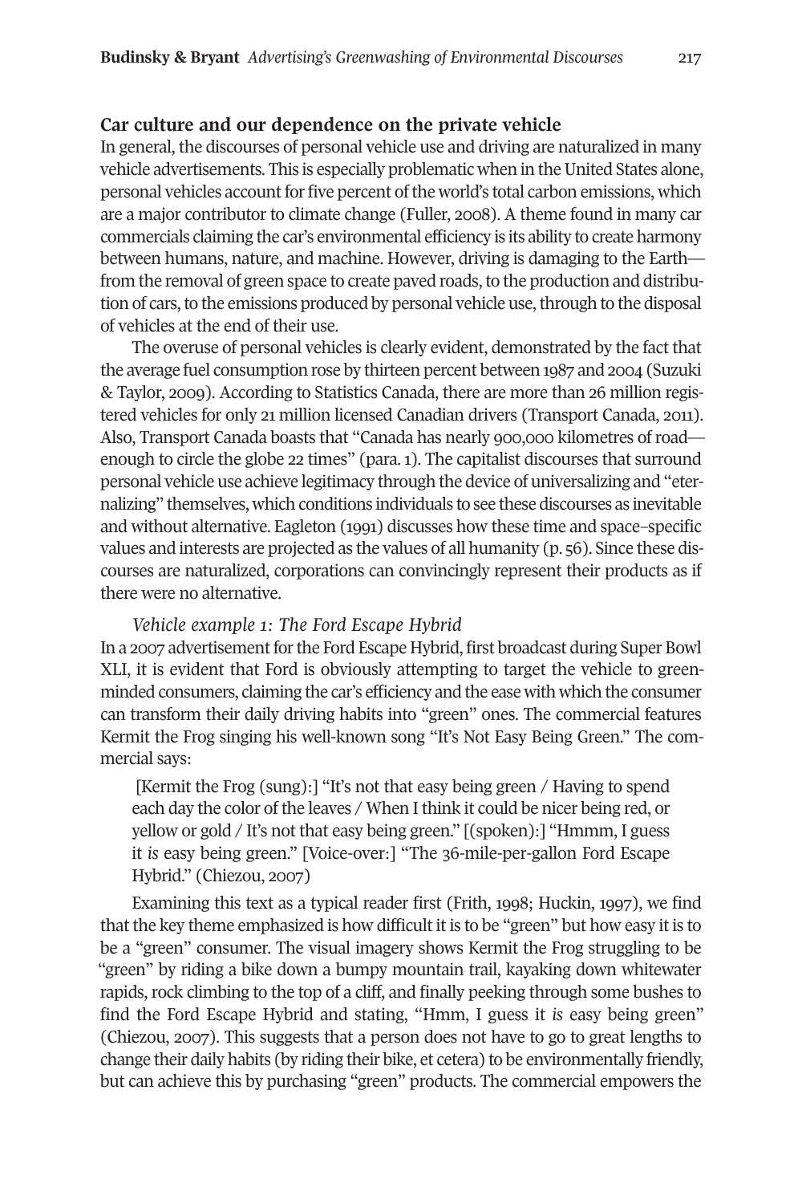## Car culture and our dependence on the private vehicle

In general, the discourses of personal vehicle use and driving are naturalized in many vehicle advertisements. This is especially problematic when in the United States alone, personal vehicles account for five percent of the world's total carbon emissions, which are a major contributor to climate change (Fuller, 2008). A theme found in many car commercials claiming the car's environmental efficiency is its ability to create harmony between humans, nature, and machine. However, driving is damaging to the Earth—from the removal of green space to create paved roads, to the production and distribution of cars, to the emissions produced by personal vehicle use, through to the disposal of vehicles at the end of their use.

The overuse of personal vehicles is clearly evident, demonstrated by the fact that the average fuel consumption rose by thirteen percent between 1987 and 2004 (Suzuki & Taylor, 2009). According to Statistics Canada, there are more than 26 million registered vehicles for only 21 million licensed Canadian drivers (Transport Canada, 2011). Also, Transport Canada boasts that "Canada has nearly 900,000 kilometres of road—enough to circle the globe 22 times" (para. 1). The capitalist discourses that surround personal vehicle use achieve legitimacy through the device of universalizing and "eternalizing" themselves, which conditions individuals to see these discourses as inevitable and without alternative. Eagleton (1991) discusses how these time and space–specific values and interests are projected as the values of all humanity (p. 56). Since these discourses are naturalized, corporations can convincingly represent their products as if there were no alternative.

*Vehicle example 1: The Ford Escape Hybrid*

In a 2007 advertisement for the Ford Escape Hybrid, first broadcast during Super Bowl XLI, it is evident that Ford is obviously attempting to target the vehicle to green-minded consumers, claiming the car's efficiency and the ease with which the consumer can transform their daily driving habits into "green" ones. The commercial features Kermit the Frog singing his well-known song "It's Not Easy Being Green." The commercial says:

> [Kermit the Frog (sung):] "It's not that easy being green / Having to spend each day the color of the leaves / When I think it could be nicer being red, or yellow or gold / It's not that easy being green." [(spoken):] "Hmmm, I guess it *is* easy being green." [Voice-over:] "The 36-mile-per-gallon Ford Escape Hybrid." (Chiezou, 2007)

Examining this text as a typical reader first (Frith, 1998; Huckin, 1997), we find that the key theme emphasized is how difficult it is to be "green" but how easy it is to be a "green" consumer. The visual imagery shows Kermit the Frog struggling to be "green" by riding a bike down a bumpy mountain trail, kayaking down whitewater rapids, rock climbing to the top of a cliff, and finally peeking through some bushes to find the Ford Escape Hybrid and stating, "Hmm, I guess it *is* easy being green" (Chiezou, 2007). This suggests that a person does not have to go to great lengths to change their daily habits (by riding their bike, et cetera) to be environmentally friendly, but can achieve this by purchasing "green" products. The commercial empowers the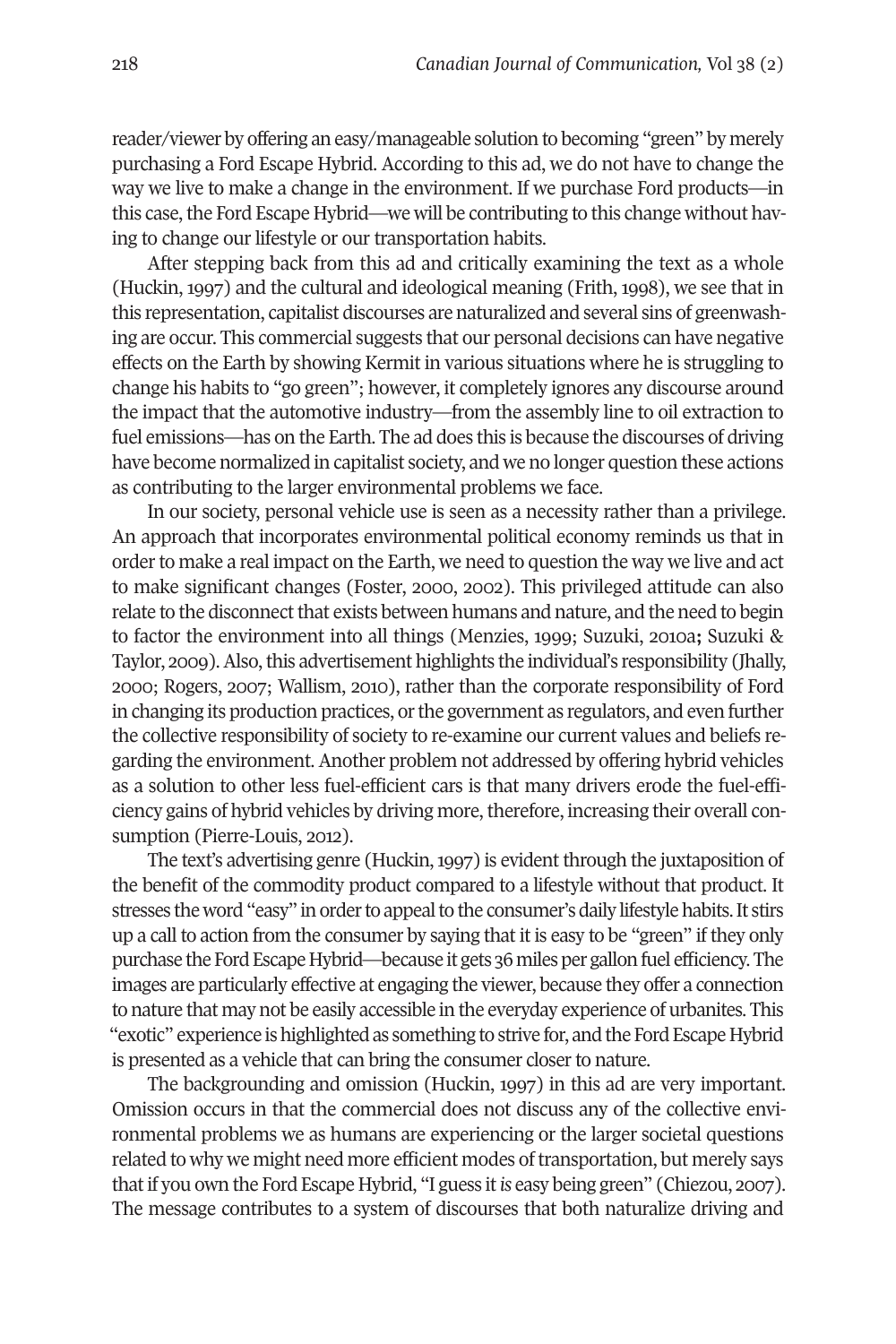reader/viewer by offering an easy/manageable solution to becoming "green" by merely purchasing a Ford Escape Hybrid. According to this ad, we do not have to change the way we live to make a change in the environment. If we purchase Ford products—in this case, the Ford Escape Hybrid—we will be contributing to this change without having to change our lifestyle or our transportation habits.

After stepping back from this ad and critically examining the text as a whole (Huckin, 1997) and the cultural and ideological meaning (Frith, 1998), we see that in this representation, capitalist discourses are naturalized and several sins of greenwashing are occur. This commercial suggests that our personal decisions can have negative effects on the Earth by showing Kermit in various situations where he is struggling to change his habits to "go green"; however, it completely ignores any discourse around the impact that the automotive industry—from the assembly line to oil extraction to fuel emissions—has on the Earth. The ad does this is because the discourses of driving have become normalized in capitalist society, and we no longer question these actions as contributing to the larger environmental problems we face.

In our society, personal vehicle use is seen as a necessity rather than a privilege. An approach that incorporates environmental political economy reminds us that in order to make a real impact on the Earth, we need to question the way we live and act to make significant changes (Foster, 2000, 2002). This privileged attitude can also relate to the disconnect that exists between humans and nature, and the need to begin to factor the environment into all things (Menzies, 1999; Suzuki, 2010a; Suzuki & Taylor, 2009). Also, this advertisement highlights the individual's responsibility (Jhally, 2000; Rogers, 2007; Wallism, 2010), rather than the corporate responsibility of Ford in changing its production practices, or the government as regulators, and even further the collective responsibility of society to re-examine our current values and beliefs regarding the environment. Another problem not addressed by offering hybrid vehicles as a solution to other less fuel-efficient cars is that many drivers erode the fuel-efficiency gains of hybrid vehicles by driving more, therefore, increasing their overall consumption (Pierre-Louis, 2012).

The text's advertising genre (Huckin, 1997) is evident through the juxtaposition of the benefit of the commodity product compared to a lifestyle without that product. It stresses the word "easy" in order to appeal to the consumer's daily lifestyle habits. It stirs up a call to action from the consumer by saying that it is easy to be "green" if they only purchase the Ford Escape Hybrid—because it gets 36 miles per gallon fuel efficiency. The images are particularly effective at engaging the viewer, because they offer a connection to nature that may not be easily accessible in the everyday experience of urbanites. This "exotic" experience is highlighted as something to strive for, and the Ford Escape Hybrid is presented as a vehicle that can bring the consumer closer to nature.

The backgrounding and omission (Huckin, 1997) in this ad are very important. Omission occurs in that the commercial does not discuss any of the collective environmental problems we as humans are experiencing or the larger societal questions related to why we might need more efficient modes of transportation, but merely says that if you own the Ford Escape Hybrid, "I guess it *is* easy being green" (Chiezou, 2007). The message contributes to a system of discourses that both naturalize driving and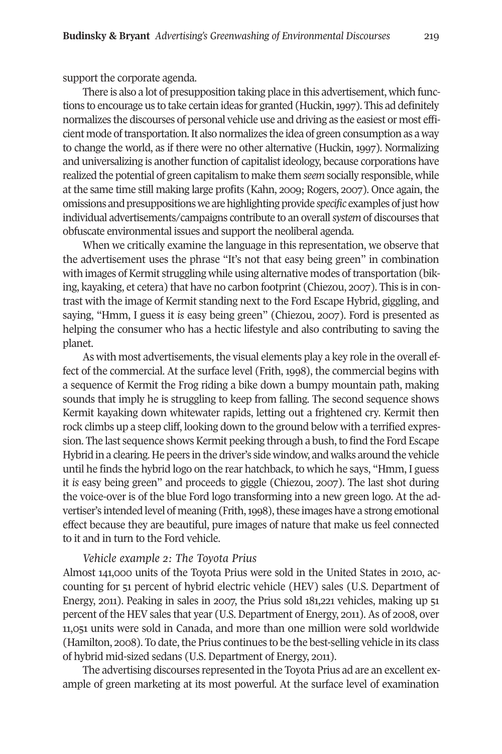support the corporate agenda.

There is also a lot of presupposition taking place in this advertisement, which functions to encourage us to take certain ideas for granted (Huckin, 1997). This ad definitely normalizes the discourses of personal vehicle use and driving as the easiest or most efficient mode of transportation. It also normalizes the idea of green consumption as a way to change the world, as if there were no other alternative (Huckin, 1997). Normalizing and universalizing is another function of capitalist ideology, because corporations have realized the potential of green capitalism to make them *seem* socially responsible, while at the same time still making large profits (Kahn, 2009; Rogers, 2007). Once again, the omissions and presuppositions we are highlighting provide *specific* examples of just how individual advertisements/campaigns contribute to an overall *system* of discourses that obfuscate environmental issues and support the neoliberal agenda.

When we critically examine the language in this representation, we observe that the advertisement uses the phrase "It's not that easy being green" in combination with images of Kermit struggling while using alternative modes of transportation (biking, kayaking, et cetera) that have no carbon footprint (Chiezou, 2007). This is in contrast with the image of Kermit standing next to the Ford Escape Hybrid, giggling, and saying, "Hmm, I guess it *is* easy being green" (Chiezou, 2007). Ford is presented as helping the consumer who has a hectic lifestyle and also contributing to saving the planet.

As with most advertisements, the visual elements play a key role in the overall effect of the commercial. At the surface level (Frith, 1998), the commercial begins with a sequence of Kermit the Frog riding a bike down a bumpy mountain path, making sounds that imply he is struggling to keep from falling. The second sequence shows Kermit kayaking down whitewater rapids, letting out a frightened cry. Kermit then rock climbs up a steep cliff, looking down to the ground below with a terrified expression. The last sequence shows Kermit peeking through a bush, to find the Ford Escape Hybrid in a clearing. He peers in the driver's side window, and walks around the vehicle until he finds the hybrid logo on the rear hatchback, to which he says, "Hmm, I guess it *is* easy being green" and proceeds to giggle (Chiezou, 2007). The last shot during the voice-over is of the blue Ford logo transforming into a new green logo. At the advertiser's intended level of meaning (Frith, 1998), these images have a strong emotional effect because they are beautiful, pure images of nature that make us feel connected to it and in turn to the Ford vehicle.

*Vehicle example 2: The Toyota Prius*

Almost 141,000 units of the Toyota Prius were sold in the United States in 2010, accounting for 51 percent of hybrid electric vehicle (HEV) sales (U.S. Department of Energy, 2011). Peaking in sales in 2007, the Prius sold 181,221 vehicles, making up 51 percent of the HEV sales that year (U.S. Department of Energy, 2011). As of 2008, over 11,051 units were sold in Canada, and more than one million were sold worldwide (Hamilton, 2008). To date, the Prius continues to be the best-selling vehicle in its class of hybrid mid-sized sedans (U.S. Department of Energy, 2011).

The advertising discourses represented in the Toyota Prius ad are an excellent example of green marketing at its most powerful. At the surface level of examination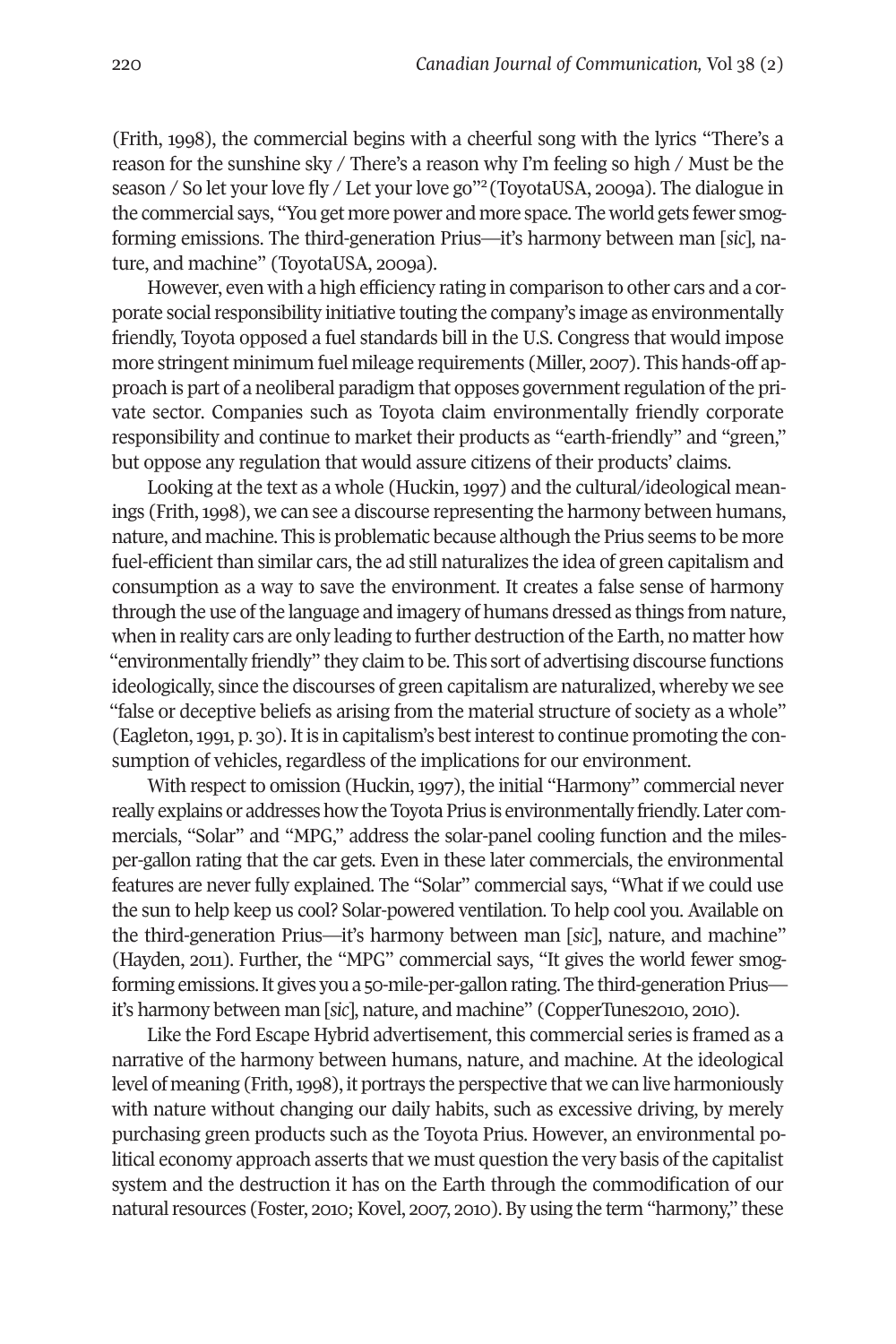(Frith, 1998), the commercial begins with a cheerful song with the lyrics "There's a reason for the sunshine sky / There's a reason why I'm feeling so high / Must be the season / So let your love fly / Let your love go"[2] (ToyotaUSA, 2009a). The dialogue in the commercial says, "You get more power and more space. The world gets fewer smog-forming emissions. The third-generation Prius—it's harmony between man [*sic*], nature, and machine" (ToyotaUSA, 2009a).

However, even with a high efficiency rating in comparison to other cars and a corporate social responsibility initiative touting the company's image as environmentally friendly, Toyota opposed a fuel standards bill in the U.S. Congress that would impose more stringent minimum fuel mileage requirements (Miller, 2007). This hands-off approach is part of a neoliberal paradigm that opposes government regulation of the private sector. Companies such as Toyota claim environmentally friendly corporate responsibility and continue to market their products as "earth-friendly" and "green," but oppose any regulation that would assure citizens of their products' claims.

Looking at the text as a whole (Huckin, 1997) and the cultural/ideological meanings (Frith, 1998), we can see a discourse representing the harmony between humans, nature, and machine. This is problematic because although the Prius seems to be more fuel-efficient than similar cars, the ad still naturalizes the idea of green capitalism and consumption as a way to save the environment. It creates a false sense of harmony through the use of the language and imagery of humans dressed as things from nature, when in reality cars are only leading to further destruction of the Earth, no matter how "environmentally friendly" they claim to be. This sort of advertising discourse functions ideologically, since the discourses of green capitalism are naturalized, whereby we see "false or deceptive beliefs as arising from the material structure of society as a whole" (Eagleton, 1991, p. 30). It is in capitalism's best interest to continue promoting the consumption of vehicles, regardless of the implications for our environment.

With respect to omission (Huckin, 1997), the initial "Harmony" commercial never really explains or addresses how the Toyota Prius is environmentally friendly. Later commercials, "Solar" and "MPG," address the solar-panel cooling function and the miles-per-gallon rating that the car gets. Even in these later commercials, the environmental features are never fully explained. The "Solar" commercial says, "What if we could use the sun to help keep us cool? Solar-powered ventilation. To help cool you. Available on the third-generation Prius—it's harmony between man [*sic*], nature, and machine" (Hayden, 2011). Further, the "MPG" commercial says, "It gives the world fewer smog-forming emissions. It gives you a 50-mile-per-gallon rating. The third-generation Prius—it's harmony between man [*sic*], nature, and machine" (CopperTunes2010, 2010).

Like the Ford Escape Hybrid advertisement, this commercial series is framed as a narrative of the harmony between humans, nature, and machine. At the ideological level of meaning (Frith, 1998), it portrays the perspective that we can live harmoniously with nature without changing our daily habits, such as excessive driving, by merely purchasing green products such as the Toyota Prius. However, an environmental political economy approach asserts that we must question the very basis of the capitalist system and the destruction it has on the Earth through the commodification of our natural resources (Foster, 2010; Kovel, 2007, 2010). By using the term "harmony," these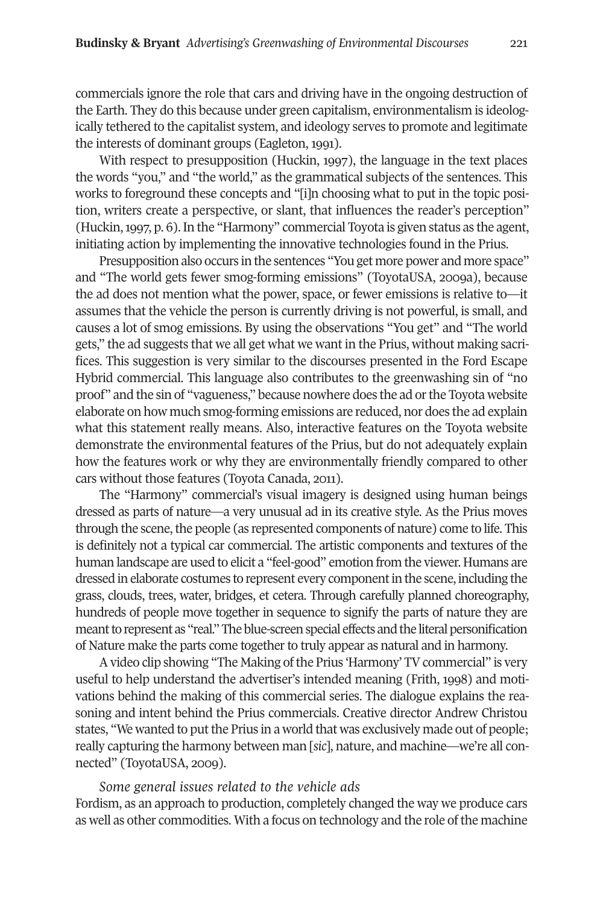commercials ignore the role that cars and driving have in the ongoing destruction of the Earth. They do this because under green capitalism, environmentalism is ideologically tethered to the capitalist system, and ideology serves to promote and legitimate the interests of dominant groups (Eagleton, 1991).

With respect to presupposition (Huckin, 1997), the language in the text places the words "you," and "the world," as the grammatical subjects of the sentences. This works to foreground these concepts and "[i]n choosing what to put in the topic position, writers create a perspective, or slant, that influences the reader's perception" (Huckin, 1997, p. 6). In the "Harmony" commercial Toyota is given status as the agent, initiating action by implementing the innovative technologies found in the Prius.

Presupposition also occurs in the sentences "You get more power and more space" and "The world gets fewer smog-forming emissions" (ToyotaUSA, 2009a), because the ad does not mention what the power, space, or fewer emissions is relative to—it assumes that the vehicle the person is currently driving is not powerful, is small, and causes a lot of smog emissions. By using the observations "You get" and "The world gets," the ad suggests that we all get what we want in the Prius, without making sacrifices. This suggestion is very similar to the discourses presented in the Ford Escape Hybrid commercial. This language also contributes to the greenwashing sin of "no proof" and the sin of "vagueness," because nowhere does the ad or the Toyota website elaborate on how much smog-forming emissions are reduced, nor does the ad explain what this statement really means. Also, interactive features on the Toyota website demonstrate the environmental features of the Prius, but do not adequately explain how the features work or why they are environmentally friendly compared to other cars without those features (Toyota Canada, 2011).

The "Harmony" commercial's visual imagery is designed using human beings dressed as parts of nature—a very unusual ad in its creative style. As the Prius moves through the scene, the people (as represented components of nature) come to life. This is definitely not a typical car commercial. The artistic components and textures of the human landscape are used to elicit a "feel-good" emotion from the viewer. Humans are dressed in elaborate costumes to represent every component in the scene, including the grass, clouds, trees, water, bridges, et cetera. Through carefully planned choreography, hundreds of people move together in sequence to signify the parts of nature they are meant to represent as "real." The blue-screen special effects and the literal personification of Nature make the parts come together to truly appear as natural and in harmony.

A video clip showing "The Making of the Prius 'Harmony' TV commercial" is very useful to help understand the advertiser's intended meaning (Frith, 1998) and motivations behind the making of this commercial series. The dialogue explains the reasoning and intent behind the Prius commercials. Creative director Andrew Christou states, "We wanted to put the Prius in a world that was exclusively made out of people; really capturing the harmony between man [*sic*], nature, and machine—we're all connected" (ToyotaUSA, 2009).

*Some general issues related to the vehicle ads*

Fordism, as an approach to production, completely changed the way we produce cars as well as other commodities. With a focus on technology and the role of the machine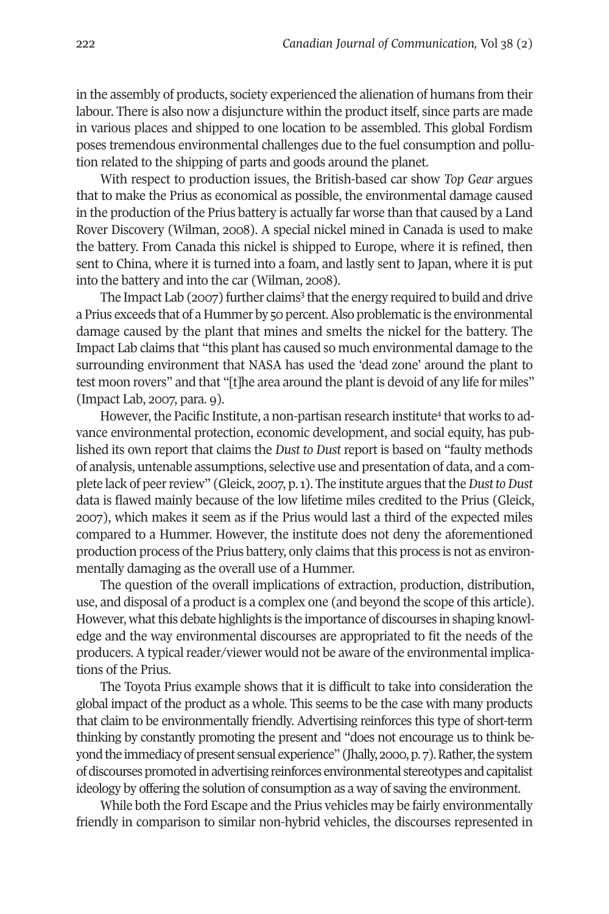in the assembly of products, society experienced the alienation of humans from their labour. There is also now a disjuncture within the product itself, since parts are made in various places and shipped to one location to be assembled. This global Fordism poses tremendous environmental challenges due to the fuel consumption and pollution related to the shipping of parts and goods around the planet.

With respect to production issues, the British-based car show *Top Gear* argues that to make the Prius as economical as possible, the environmental damage caused in the production of the Prius battery is actually far worse than that caused by a Land Rover Discovery (Wilman, 2008). A special nickel mined in Canada is used to make the battery. From Canada this nickel is shipped to Europe, where it is refined, then sent to China, where it is turned into a foam, and lastly sent to Japan, where it is put into the battery and into the car (Wilman, 2008).

The Impact Lab (2007) further claims[3] that the energy required to build and drive a Prius exceeds that of a Hummer by 50 percent. Also problematic is the environmental damage caused by the plant that mines and smelts the nickel for the battery. The Impact Lab claims that "this plant has caused so much environmental damage to the surrounding environment that NASA has used the 'dead zone' around the plant to test moon rovers" and that "[t]he area around the plant is devoid of any life for miles" (Impact Lab, 2007, para. 9).

However, the Pacific Institute, a non-partisan research institute[4] that works to advance environmental protection, economic development, and social equity, has published its own report that claims the *Dust to Dust* report is based on "faulty methods of analysis, untenable assumptions, selective use and presentation of data, and a complete lack of peer review" (Gleick, 2007, p. 1). The institute argues that the *Dust to Dust* data is flawed mainly because of the low lifetime miles credited to the Prius (Gleick, 2007), which makes it seem as if the Prius would last a third of the expected miles compared to a Hummer. However, the institute does not deny the aforementioned production process of the Prius battery, only claims that this process is not as environmentally damaging as the overall use of a Hummer.

The question of the overall implications of extraction, production, distribution, use, and disposal of a product is a complex one (and beyond the scope of this article). However, what this debate highlights is the importance of discourses in shaping knowledge and the way environmental discourses are appropriated to fit the needs of the producers. A typical reader/viewer would not be aware of the environmental implications of the Prius.

The Toyota Prius example shows that it is difficult to take into consideration the global impact of the product as a whole. This seems to be the case with many products that claim to be environmentally friendly. Advertising reinforces this type of short-term thinking by constantly promoting the present and "does not encourage us to think beyond the immediacy of present sensual experience" (Jhally, 2000, p. 7). Rather, the system of discourses promoted in advertising reinforces environmental stereotypes and capitalist ideology by offering the solution of consumption as a way of saving the environment.

While both the Ford Escape and the Prius vehicles may be fairly environmentally friendly in comparison to similar non-hybrid vehicles, the discourses represented in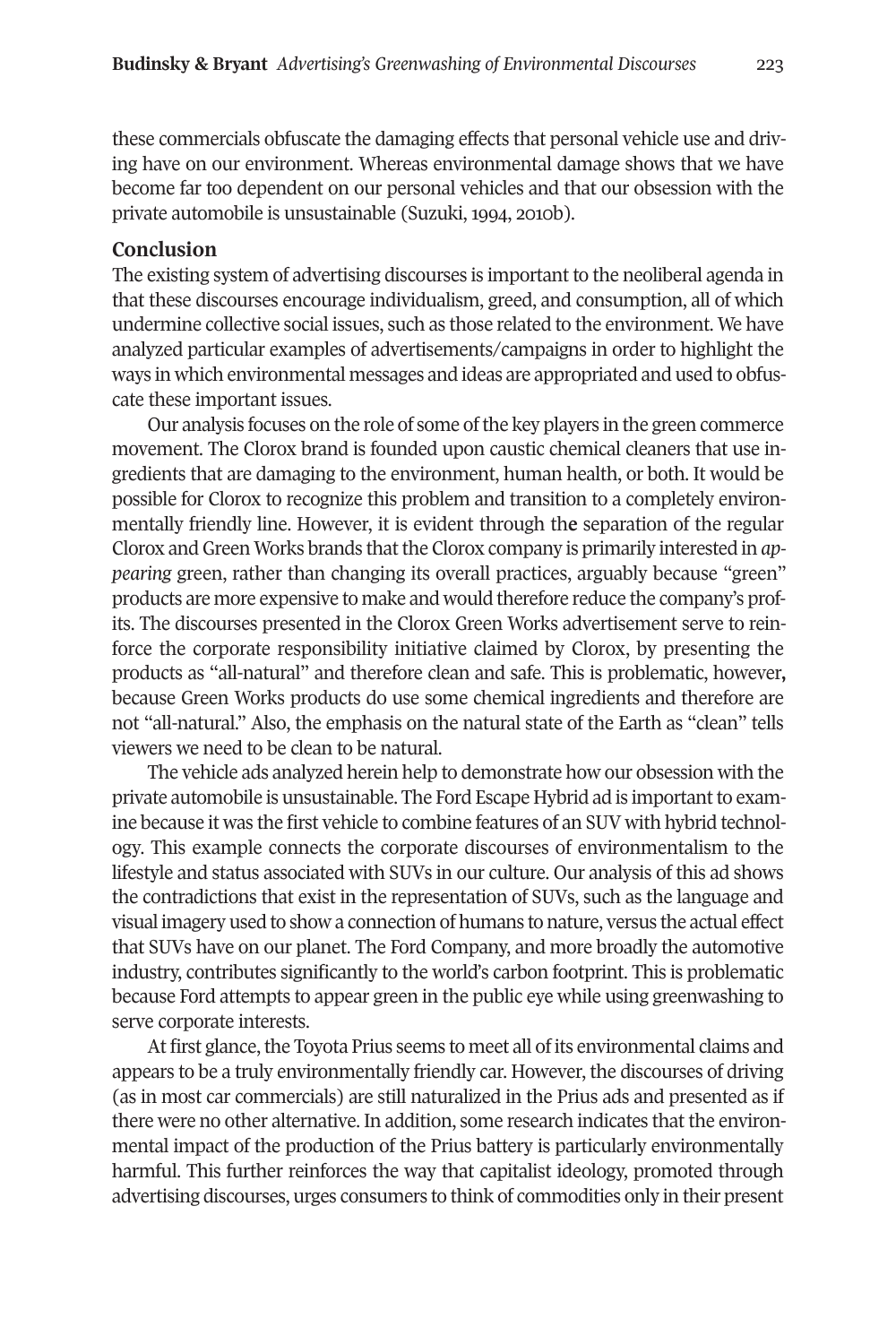these commercials obfuscate the damaging effects that personal vehicle use and driving have on our environment. Whereas environmental damage shows that we have become far too dependent on our personal vehicles and that our obsession with the private automobile is unsustainable (Suzuki, 1994, 2010b).

## Conclusion

The existing system of advertising discourses is important to the neoliberal agenda in that these discourses encourage individualism, greed, and consumption, all of which undermine collective social issues, such as those related to the environment. We have analyzed particular examples of advertisements/campaigns in order to highlight the ways in which environmental messages and ideas are appropriated and used to obfuscate these important issues.

Our analysis focuses on the role of some of the key players in the green commerce movement. The Clorox brand is founded upon caustic chemical cleaners that use ingredients that are damaging to the environment, human health, or both. It would be possible for Clorox to recognize this problem and transition to a completely environmentally friendly line. However, it is evident through the separation of the regular Clorox and Green Works brands that the Clorox company is primarily interested in *appearing* green, rather than changing its overall practices, arguably because "green" products are more expensive to make and would therefore reduce the company's profits. The discourses presented in the Clorox Green Works advertisement serve to reinforce the corporate responsibility initiative claimed by Clorox, by presenting the products as "all-natural" and therefore clean and safe. This is problematic, however, because Green Works products do use some chemical ingredients and therefore are not "all-natural." Also, the emphasis on the natural state of the Earth as "clean" tells viewers we need to be clean to be natural.

The vehicle ads analyzed herein help to demonstrate how our obsession with the private automobile is unsustainable. The Ford Escape Hybrid ad is important to examine because it was the first vehicle to combine features of an SUV with hybrid technology. This example connects the corporate discourses of environmentalism to the lifestyle and status associated with SUVs in our culture. Our analysis of this ad shows the contradictions that exist in the representation of SUVs, such as the language and visual imagery used to show a connection of humans to nature, versus the actual effect that SUVs have on our planet. The Ford Company, and more broadly the automotive industry, contributes significantly to the world's carbon footprint. This is problematic because Ford attempts to appear green in the public eye while using greenwashing to serve corporate interests.

At first glance, the Toyota Prius seems to meet all of its environmental claims and appears to be a truly environmentally friendly car. However, the discourses of driving (as in most car commercials) are still naturalized in the Prius ads and presented as if there were no other alternative. In addition, some research indicates that the environmental impact of the production of the Prius battery is particularly environmentally harmful. This further reinforces the way that capitalist ideology, promoted through advertising discourses, urges consumers to think of commodities only in their present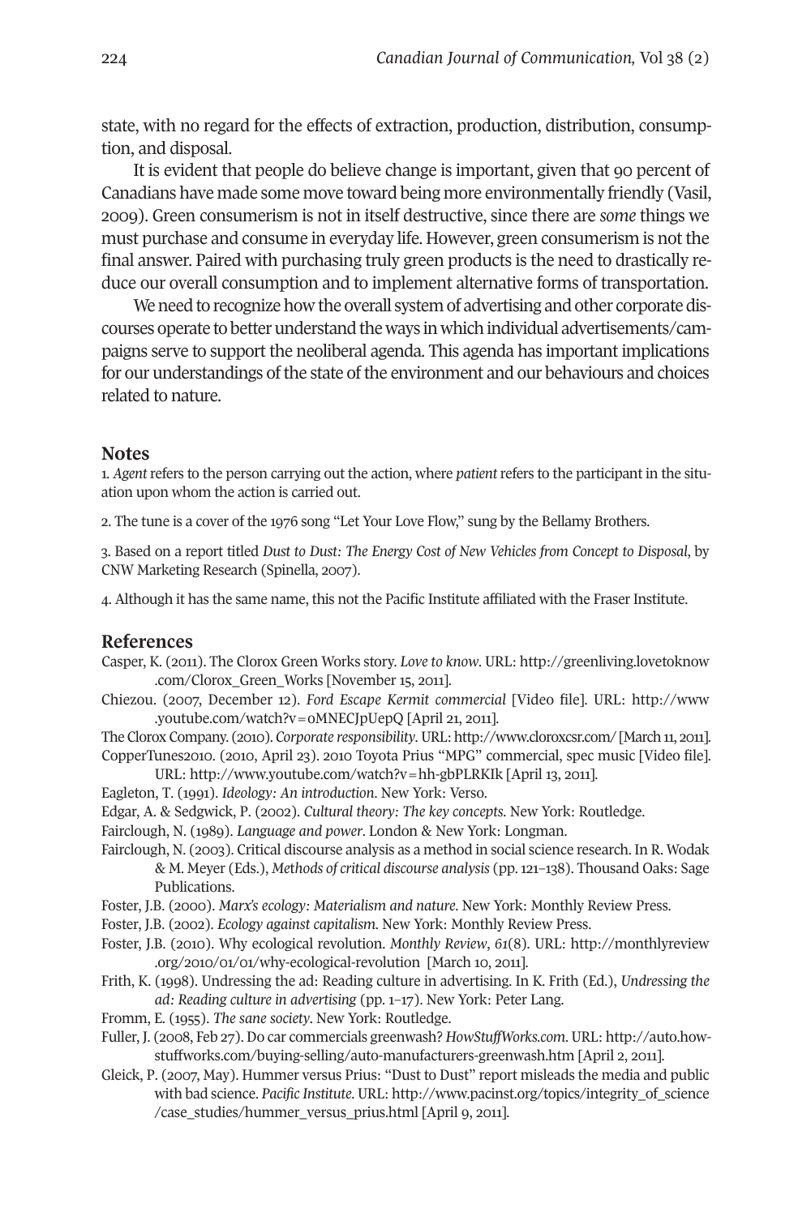state, with no regard for the effects of extraction, production, distribution, consumption, and disposal.

It is evident that people do believe change is important, given that 90 percent of Canadians have made some move toward being more environmentally friendly (Vasil, 2009). Green consumerism is not in itself destructive, since there are *some* things we must purchase and consume in everyday life. However, green consumerism is not the final answer. Paired with purchasing truly green products is the need to drastically reduce our overall consumption and to implement alternative forms of transportation.

We need to recognize how the overall system of advertising and other corporate discourses operate to better understand the ways in which individual advertisements/campaigns serve to support the neoliberal agenda. This agenda has important implications for our understandings of the state of the environment and our behaviours and choices related to nature.

## Notes

1. *Agent* refers to the person carrying out the action, where *patient* refers to the participant in the situation upon whom the action is carried out.

2. The tune is a cover of the 1976 song "Let Your Love Flow," sung by the Bellamy Brothers.

3. Based on a report titled *Dust to Dust: The Energy Cost of New Vehicles from Concept to Disposal*, by CNW Marketing Research (Spinella, 2007).

4. Although it has the same name, this not the Pacific Institute affiliated with the Fraser Institute.

## References

Casper, K. (2011). The Clorox Green Works story. *Love to know*. URL: http://greenliving.lovetoknow.com/Clorox_Green_Works [November 15, 2011].

Chiezou. (2007, December 12). *Ford Escape Kermit commercial* [Video file]. URL: http://www.youtube.com/watch?v=oMNECJpUepQ [April 21, 2011].

The Clorox Company. (2010). *Corporate responsibility*. URL: http://www.cloroxcsr.com/ [March 11, 2011].

CopperTunes2010. (2010, April 23). 2010 Toyota Prius "MPG" commercial, spec music [Video file]. URL: http://www.youtube.com/watch?v=hh-gbPLRKIk [April 13, 2011].

Eagleton, T. (1991). *Ideology: An introduction*. New York: Verso.

Edgar, A. & Sedgwick, P. (2002). *Cultural theory: The key concepts*. New York: Routledge.

Fairclough, N. (1989). *Language and power*. London & New York: Longman.

Fairclough, N. (2003). Critical discourse analysis as a method in social science research. In R. Wodak & M. Meyer (Eds.), *Methods of critical discourse analysis* (pp. 121–138). Thousand Oaks: Sage Publications.

Foster, J.B. (2000). *Marx's ecology: Materialism and nature*. New York: Monthly Review Press.

Foster, J.B. (2002). *Ecology against capitalism*. New York: Monthly Review Press.

Foster, J.B. (2010). Why ecological revolution. *Monthly Review*, *61*(8). URL: http://monthlyreview.org/2010/01/01/why-ecological-revolution [March 10, 2011].

Frith, K. (1998). Undressing the ad: Reading culture in advertising. In K. Frith (Ed.), *Undressing the ad: Reading culture in advertising* (pp. 1–17). New York: Peter Lang.

Fromm, E. (1955). *The sane society*. New York: Routledge.

Fuller, J. (2008, Feb 27). Do car commercials greenwash? *HowStuffWorks.com*. URL: http://auto.howstuffworks.com/buying-selling/auto-manufacturers-greenwash.htm [April 2, 2011].

Gleick, P. (2007, May). Hummer versus Prius: "Dust to Dust" report misleads the media and public with bad science. *Pacific Institute*. URL: http://www.pacinst.org/topics/integrity_of_science/case_studies/hummer_versus_prius.html [April 9, 2011].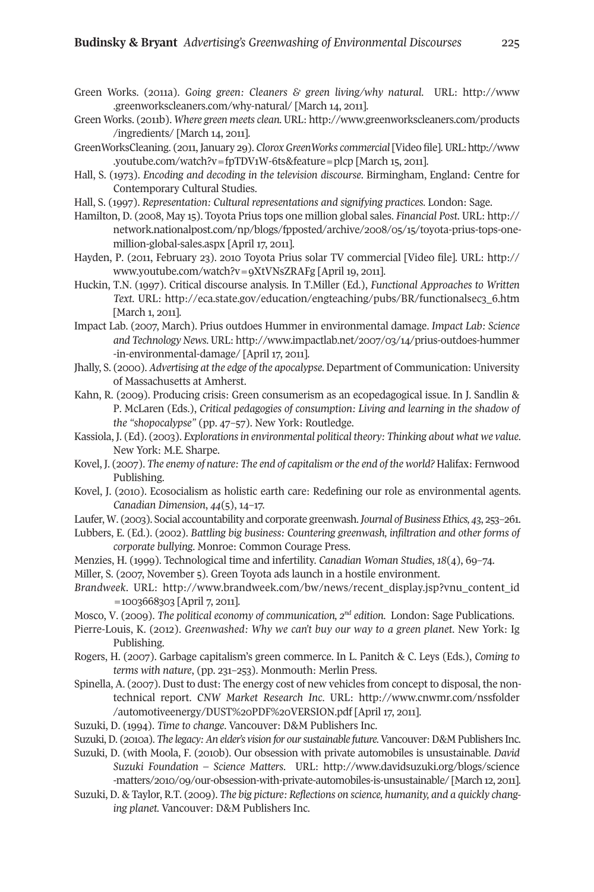Green Works. (2011a). *Going green: Cleaners & green living/why natural.* URL: http://www.greenworkscleaners.com/why-natural/ [March 14, 2011].

Green Works. (2011b). *Where green meets clean.* URL: http://www.greenworkscleaners.com/products/ingredients/ [March 14, 2011].

GreenWorksCleaning. (2011, January 29). *Clorox GreenWorks commercial* [Video file]. URL: http://www.youtube.com/watch?v=fpTDV1W-6ts&feature=plcp [March 15, 2011].

Hall, S. (1973). *Encoding and decoding in the television discourse*. Birmingham, England: Centre for Contemporary Cultural Studies.

Hall, S. (1997). *Representation: Cultural representations and signifying practices.* London: Sage.

Hamilton, D. (2008, May 15). Toyota Prius tops one million global sales. *Financial Post.* URL: http://network.nationalpost.com/np/blogs/fpposted/archive/2008/05/15/toyota-prius-tops-one-million-global-sales.aspx [April 17, 2011].

Hayden, P. (2011, February 23). 2010 Toyota Prius solar TV commercial [Video file]. URL: http://www.youtube.com/watch?v=9XtVNsZRAFg [April 19, 2011].

Huckin, T.N. (1997). Critical discourse analysis. In T.Miller (Ed.), *Functional Approaches to Written Text.* URL: http://eca.state.gov/education/engteaching/pubs/BR/functionalsec3_6.htm [March 1, 2011].

Impact Lab. (2007, March). Prius outdoes Hummer in environmental damage. *Impact Lab: Science and Technology News.* URL: http://www.impactlab.net/2007/03/14/prius-outdoes-hummer-in-environmental-damage/ [April 17, 2011].

Jhally, S. (2000). *Advertising at the edge of the apocalypse.* Department of Communication: University of Massachusetts at Amherst.

Kahn, R. (2009). Producing crisis: Green consumerism as an ecopedagogical issue. In J. Sandlin & P. McLaren (Eds.), *Critical pedagogies of consumption: Living and learning in the shadow of the "shopocalypse"* (pp. 47–57). New York: Routledge.

Kassiola, J. (Ed). (2003). *Explorations in environmental political theory: Thinking about what we value.* New York: M.E. Sharpe.

Kovel, J. (2007). *The enemy of nature: The end of capitalism or the end of the world?* Halifax: Fernwood Publishing.

Kovel, J. (2010). Ecosocialism as holistic earth care: Redefining our role as environmental agents. *Canadian Dimension*, *44*(5), 14–17.

Laufer, W. (2003). Social accountability and corporate greenwash. *Journal of Business Ethics, 43*, 253–261.

Lubbers, E. (Ed.). (2002). *Battling big business: Countering greenwash, infiltration and other forms of corporate bullying.* Monroe: Common Courage Press.

Menzies, H. (1999). Technological time and infertility. *Canadian Woman Studies*, *18*(4), 69–74.

Miller, S. (2007, November 5). Green Toyota ads launch in a hostile environment.

*Brandweek*. URL: http://www.brandweek.com/bw/news/recent_display.jsp?vnu_content_id=1003668303 [April 7, 2011].

Mosco, V. (2009). *The political economy of communication, 2nd edition.* London: Sage Publications.

Pierre-Louis, K. (2012). *Greenwashed: Why we can't buy our way to a green planet.* New York: Ig Publishing.

Rogers, H. (2007). Garbage capitalism's green commerce. In L. Panitch & C. Leys (Eds.), *Coming to terms with nature*, (pp. 231–253). Monmouth: Merlin Press.

Spinella, A. (2007). Dust to dust: The energy cost of new vehicles from concept to disposal, the non-technical report. *CNW Market Research Inc.* URL: http://www.cnwmr.com/nssfolder/automotiveenergy/DUST%20PDF%20VERSION.pdf [April 17, 2011].

Suzuki, D. (1994). *Time to change*. Vancouver: D&M Publishers Inc.

Suzuki, D. (2010a). *The legacy: An elder's vision for our sustainable future.* Vancouver: D&M Publishers Inc.

Suzuki, D. (with Moola, F. (2010b). Our obsession with private automobiles is unsustainable. *David Suzuki Foundation – Science Matters*. URL: http://www.davidsuzuki.org/blogs/science-matters/2010/09/our-obsession-with-private-automobiles-is-unsustainable/ [March 12, 2011].

Suzuki, D. & Taylor, R.T. (2009). *The big picture: Reflections on science, humanity, and a quickly changing planet.* Vancouver: D&M Publishers Inc.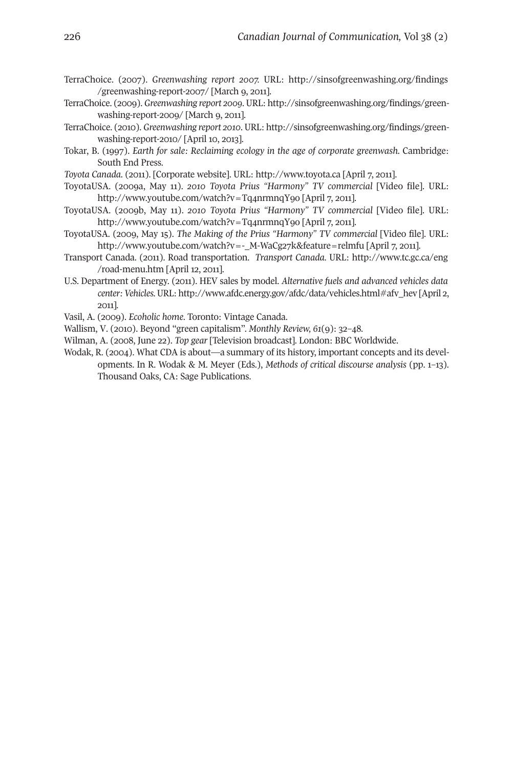TerraChoice. (2007). *Greenwashing report 2007.* URL: http://sinsofgreenwashing.org/findings/greenwashing-report-2007/ [March 9, 2011].

TerraChoice. (2009). *Greenwashing report 2009*. URL: http://sinsofgreenwashing.org/findings/greenwashing-report-2009/ [March 9, 2011].

TerraChoice. (2010). *Greenwashing report 2010*. URL: http://sinsofgreenwashing.org/findings/greenwashing-report-2010/ [April 10, 2013].

Tokar, B. (1997). *Earth for sale: Reclaiming ecology in the age of corporate greenwash.* Cambridge: South End Press.

*Toyota Canada.* (2011). [Corporate website]. URL: http://www.toyota.ca [April 7, 2011].

ToyotaUSA. (2009a, May 11). *2010 Toyota Prius "Harmony" TV commercial* [Video file]. URL: http://www.youtube.com/watch?v=Tq4nrmnqY90 [April 7, 2011].

ToyotaUSA. (2009b, May 11). *2010 Toyota Prius "Harmony" TV commercial* [Video file]. URL: http://www.youtube.com/watch?v=Tq4nrmnqY90 [April 7, 2011].

ToyotaUSA. (2009, May 15). *The Making of the Prius "Harmony" TV commercial* [Video file]. URL: http://www.youtube.com/watch?v=-_M-WaCg27k&feature=relmfu [April 7, 2011].

Transport Canada. (2011). Road transportation. *Transport Canada.* URL: http://www.tc.gc.ca/eng/road-menu.htm [April 12, 2011].

U.S. Department of Energy. (2011). HEV sales by model. *Alternative fuels and advanced vehicles data center: Vehicles.* URL: http://www.afdc.energy.gov/afdc/data/vehicles.html#afv_hev [April 2, 2011].

Vasil, A. (2009). *Ecoholic home.* Toronto: Vintage Canada.

Wallism, V. (2010). Beyond "green capitalism". *Monthly Review, 61*(9): 32–48.

Wilman, A. (2008, June 22). *Top gear* [Television broadcast]. London: BBC Worldwide.

Wodak, R. (2004). What CDA is about—a summary of its history, important concepts and its developments. In R. Wodak & M. Meyer (Eds.), *Methods of critical discourse analysis* (pp. 1–13). Thousand Oaks, CA: Sage Publications.